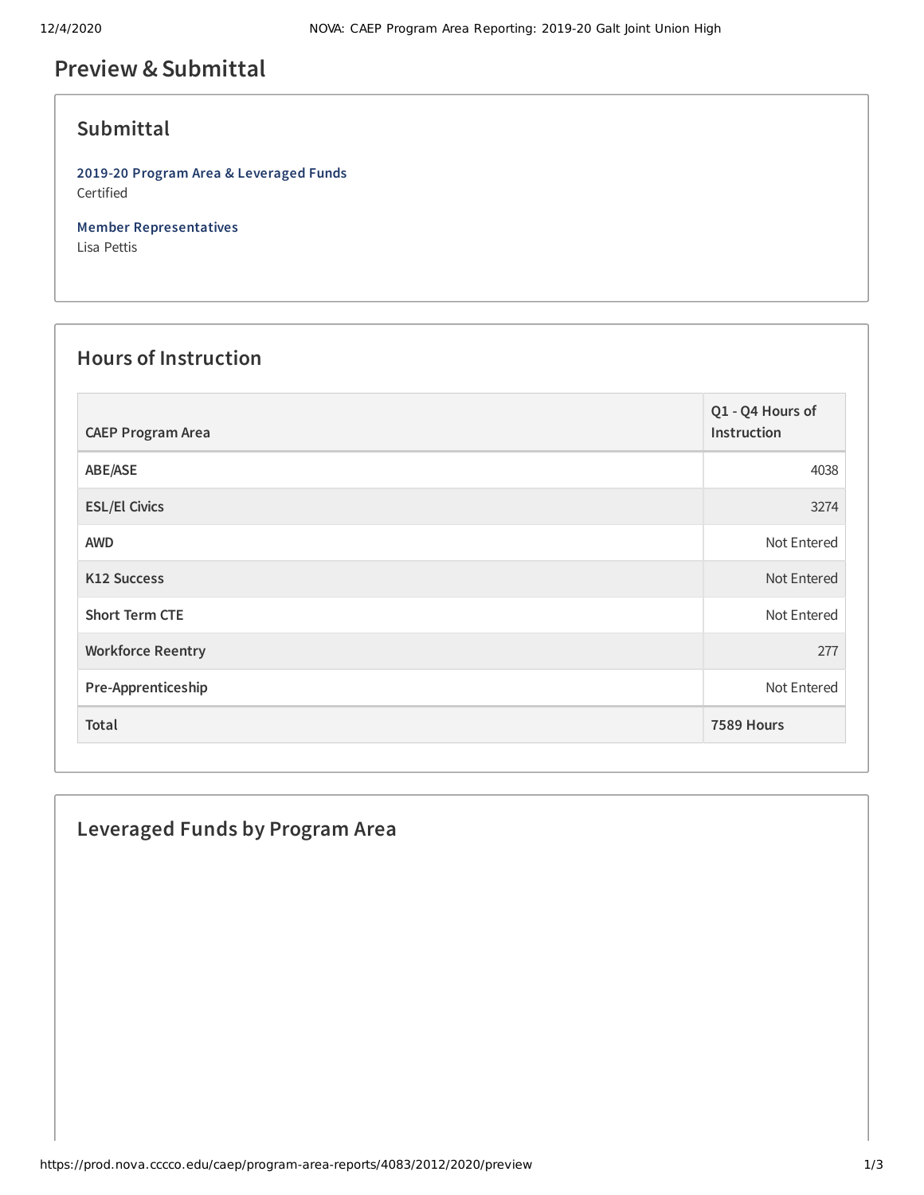# Preview & Submittal

## Submittal

**2019-20 Program Area & Leveraged Funds**
Certified

**Member Representatives**
Lisa Pettis

## Hours of Instruction

| CAEP Program Area | Q1 - Q4 Hours of Instruction |
|---|---|
| ABE/ASE | 4038 |
| ESL/El Civics | 3274 |
| AWD | Not Entered |
| K12 Success | Not Entered |
| Short Term CTE | Not Entered |
| Workforce Reentry | 277 |
| Pre-Apprenticeship | Not Entered |
| **Total** | **7589 Hours** |

## Leveraged Funds by Program Area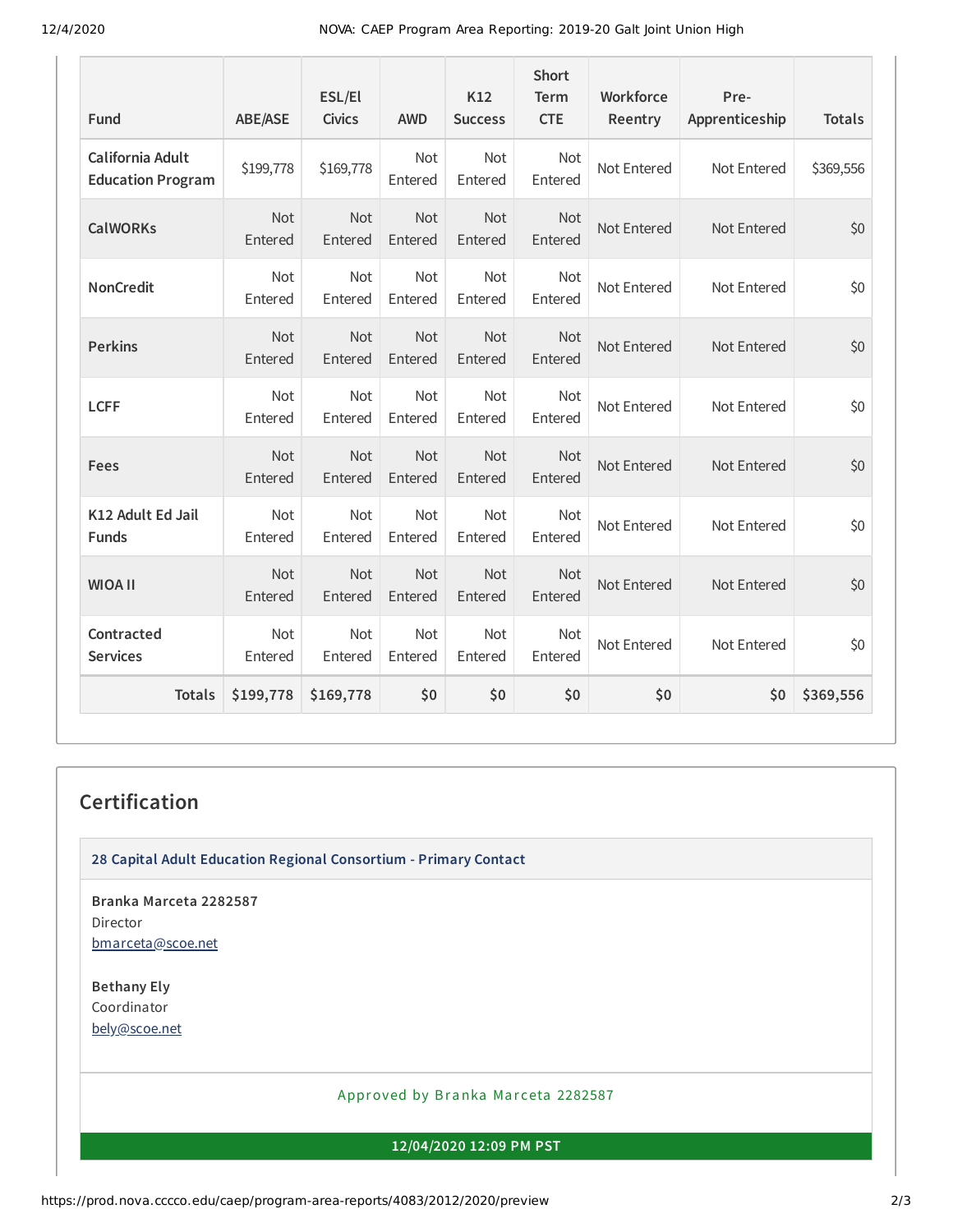| Fund | ABE/ASE | ESL/El Civics | AWD | K12 Success | Short Term CTE | Workforce Reentry | Pre-Apprenticeship | Totals |
|---|---|---|---|---|---|---|---|---|
| **California Adult Education Program** | $199,778 | $169,778 | Not Entered | Not Entered | Not Entered | Not Entered | Not Entered | $369,556 |
| **CalWORKs** | Not Entered | Not Entered | Not Entered | Not Entered | Not Entered | Not Entered | Not Entered | $0 |
| **NonCredit** | Not Entered | Not Entered | Not Entered | Not Entered | Not Entered | Not Entered | Not Entered | $0 |
| **Perkins** | Not Entered | Not Entered | Not Entered | Not Entered | Not Entered | Not Entered | Not Entered | $0 |
| **LCFF** | Not Entered | Not Entered | Not Entered | Not Entered | Not Entered | Not Entered | Not Entered | $0 |
| **Fees** | Not Entered | Not Entered | Not Entered | Not Entered | Not Entered | Not Entered | Not Entered | $0 |
| **K12 Adult Ed Jail Funds** | Not Entered | Not Entered | Not Entered | Not Entered | Not Entered | Not Entered | Not Entered | $0 |
| **WIOA II** | Not Entered | Not Entered | Not Entered | Not Entered | Not Entered | Not Entered | Not Entered | $0 |
| **Contracted Services** | Not Entered | Not Entered | Not Entered | Not Entered | Not Entered | Not Entered | Not Entered | $0 |
| **Totals** | **$199,778** | **$169,778** | **$0** | **$0** | **$0** | **$0** | **$0** | **$369,556** |

## Certification

**28 Capital Adult Education Regional Consortium - Primary Contact**

**Branka Marceta 2282587**
Director
bmarceta@scoe.net

**Bethany Ely**
Coordinator
bely@scoe.net

Approved by Branka Marceta 2282587

**12/04/2020 12:09 PM PST**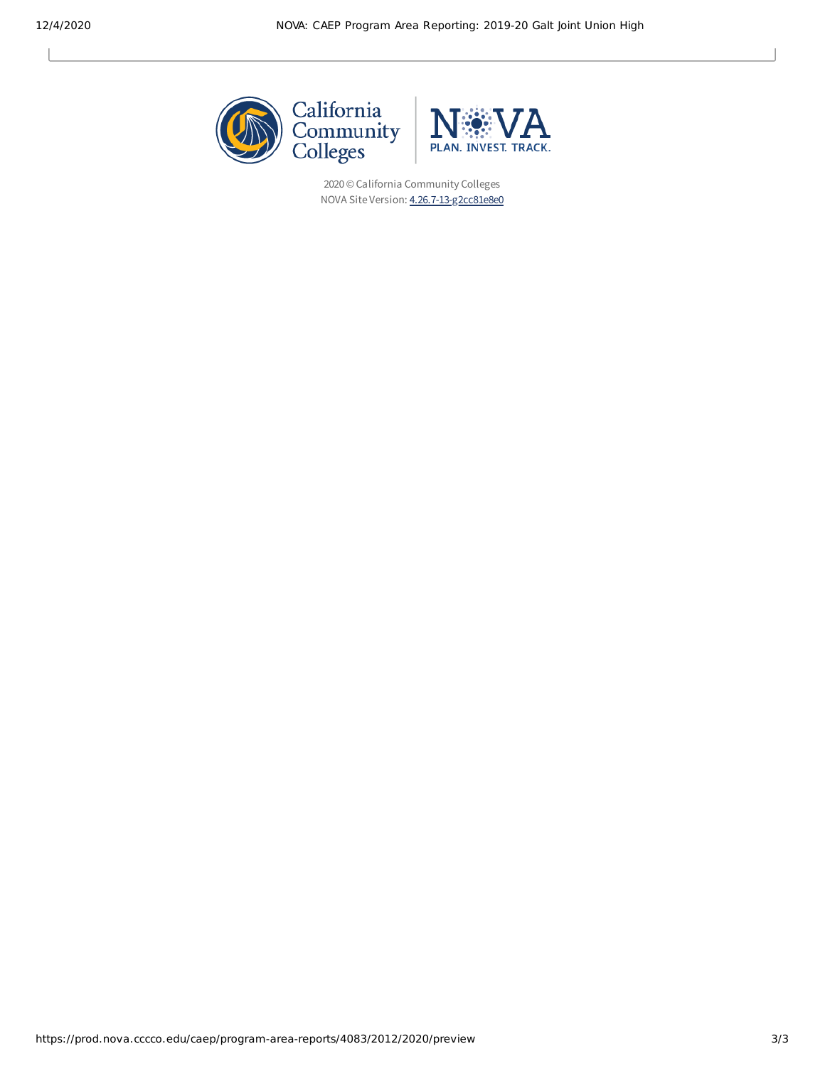California Community Colleges

NOVA

PLAN. INVEST. TRACK.

2020 © California Community Colleges

NOVA Site Version: 4.26.7-13-g2cc81e8e0